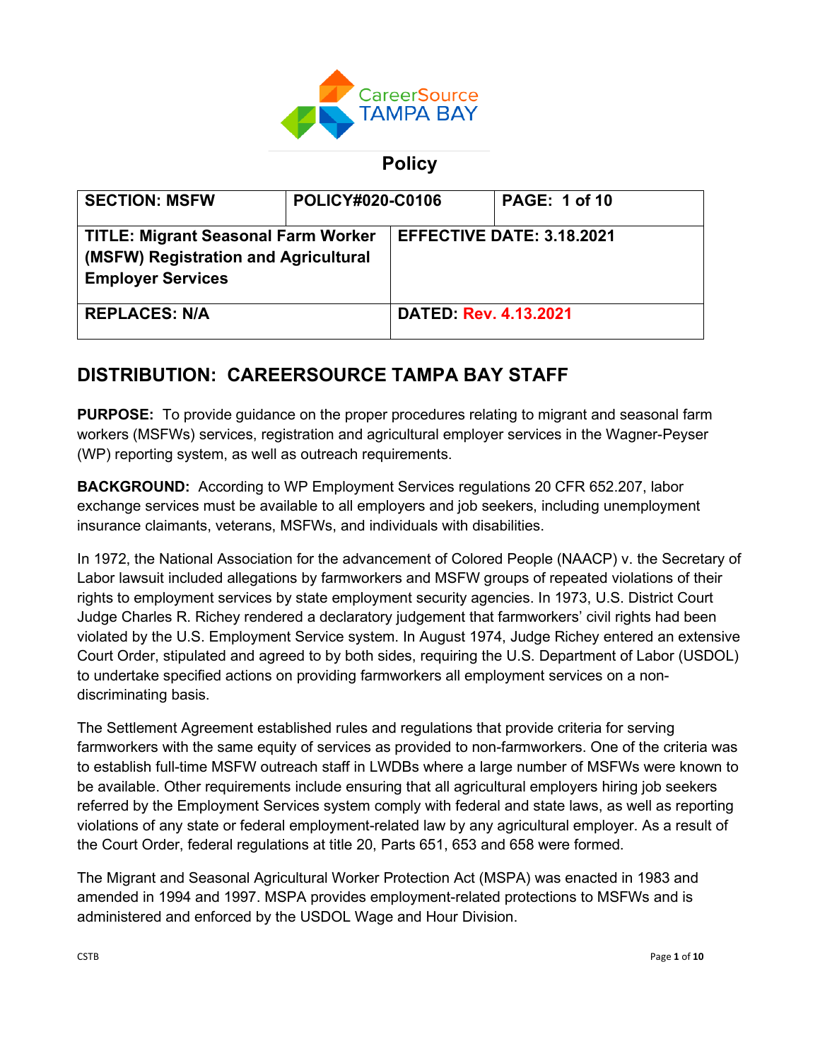CareerSource TAMPA BAY

**Policy**

| SECTION: MSFW | POLICY#020-C0106 | PAGE: 1 of 10 |
|---|---|---|
| TITLE: Migrant Seasonal Farm Worker (MSFW) Registration and Agricultural Employer Services | EFFECTIVE DATE: 3.18.2021 | |
| REPLACES: N/A | DATED: Rev. 4.13.2021 | |

## DISTRIBUTION: CAREERSOURCE TAMPA BAY STAFF

**PURPOSE:** To provide guidance on the proper procedures relating to migrant and seasonal farm workers (MSFWs) services, registration and agricultural employer services in the Wagner-Peyser (WP) reporting system, as well as outreach requirements.

**BACKGROUND:** According to WP Employment Services regulations 20 CFR 652.207, labor exchange services must be available to all employers and job seekers, including unemployment insurance claimants, veterans, MSFWs, and individuals with disabilities.

In 1972, the National Association for the advancement of Colored People (NAACP) v. the Secretary of Labor lawsuit included allegations by farmworkers and MSFW groups of repeated violations of their rights to employment services by state employment security agencies. In 1973, U.S. District Court Judge Charles R. Richey rendered a declaratory judgement that farmworkers' civil rights had been violated by the U.S. Employment Service system. In August 1974, Judge Richey entered an extensive Court Order, stipulated and agreed to by both sides, requiring the U.S. Department of Labor (USDOL) to undertake specified actions on providing farmworkers all employment services on a non-discriminating basis.

The Settlement Agreement established rules and regulations that provide criteria for serving farmworkers with the same equity of services as provided to non-farmworkers. One of the criteria was to establish full-time MSFW outreach staff in LWDBs where a large number of MSFWs were known to be available. Other requirements include ensuring that all agricultural employers hiring job seekers referred by the Employment Services system comply with federal and state laws, as well as reporting violations of any state or federal employment-related law by any agricultural employer. As a result of the Court Order, federal regulations at title 20, Parts 651, 653 and 658 were formed.

The Migrant and Seasonal Agricultural Worker Protection Act (MSPA) was enacted in 1983 and amended in 1994 and 1997. MSPA provides employment-related protections to MSFWs and is administered and enforced by the USDOL Wage and Hour Division.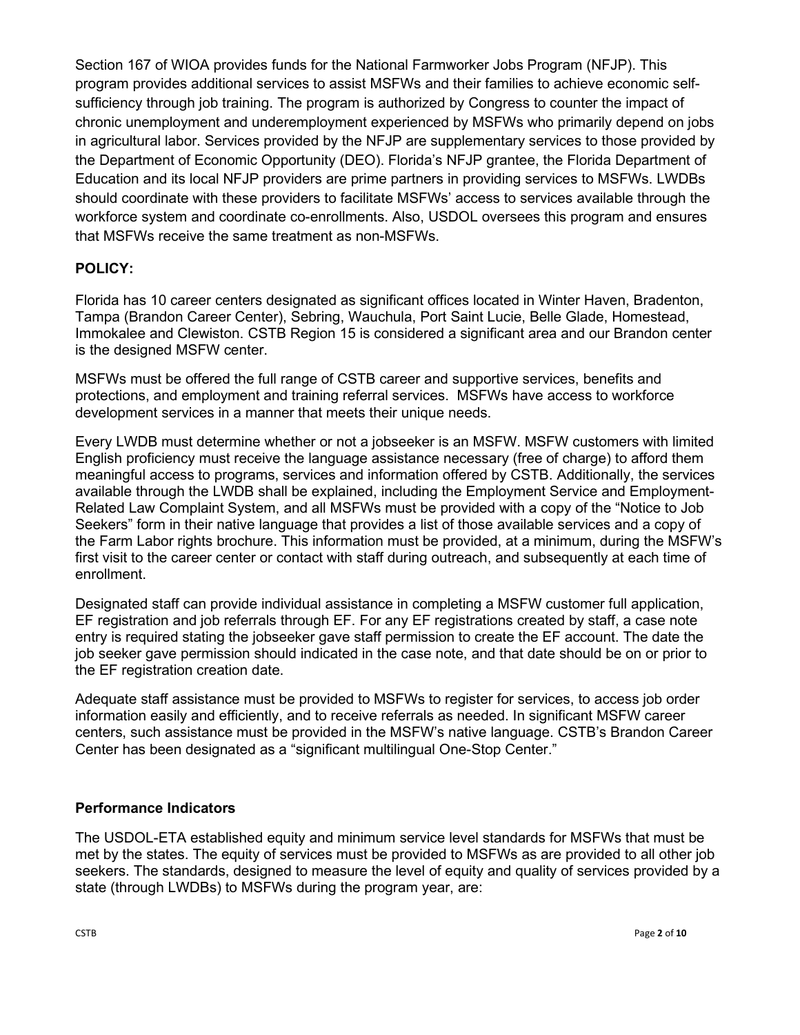Section 167 of WIOA provides funds for the National Farmworker Jobs Program (NFJP). This program provides additional services to assist MSFWs and their families to achieve economic self-sufficiency through job training. The program is authorized by Congress to counter the impact of chronic unemployment and underemployment experienced by MSFWs who primarily depend on jobs in agricultural labor. Services provided by the NFJP are supplementary services to those provided by the Department of Economic Opportunity (DEO). Florida's NFJP grantee, the Florida Department of Education and its local NFJP providers are prime partners in providing services to MSFWs. LWDBs should coordinate with these providers to facilitate MSFWs' access to services available through the workforce system and coordinate co-enrollments. Also, USDOL oversees this program and ensures that MSFWs receive the same treatment as non-MSFWs.

## POLICY:

Florida has 10 career centers designated as significant offices located in Winter Haven, Bradenton, Tampa (Brandon Career Center), Sebring, Wauchula, Port Saint Lucie, Belle Glade, Homestead, Immokalee and Clewiston. CSTB Region 15 is considered a significant area and our Brandon center is the designed MSFW center.

MSFWs must be offered the full range of CSTB career and supportive services, benefits and protections, and employment and training referral services. MSFWs have access to workforce development services in a manner that meets their unique needs.

Every LWDB must determine whether or not a jobseeker is an MSFW. MSFW customers with limited English proficiency must receive the language assistance necessary (free of charge) to afford them meaningful access to programs, services and information offered by CSTB. Additionally, the services available through the LWDB shall be explained, including the Employment Service and Employment-Related Law Complaint System, and all MSFWs must be provided with a copy of the "Notice to Job Seekers" form in their native language that provides a list of those available services and a copy of the Farm Labor rights brochure. This information must be provided, at a minimum, during the MSFW's first visit to the career center or contact with staff during outreach, and subsequently at each time of enrollment.

Designated staff can provide individual assistance in completing a MSFW customer full application, EF registration and job referrals through EF. For any EF registrations created by staff, a case note entry is required stating the jobseeker gave staff permission to create the EF account. The date the job seeker gave permission should indicated in the case note, and that date should be on or prior to the EF registration creation date.

Adequate staff assistance must be provided to MSFWs to register for services, to access job order information easily and efficiently, and to receive referrals as needed. In significant MSFW career centers, such assistance must be provided in the MSFW's native language. CSTB's Brandon Career Center has been designated as a "significant multilingual One-Stop Center."

### Performance Indicators

The USDOL-ETA established equity and minimum service level standards for MSFWs that must be met by the states. The equity of services must be provided to MSFWs as are provided to all other job seekers. The standards, designed to measure the level of equity and quality of services provided by a state (through LWDBs) to MSFWs during the program year, are: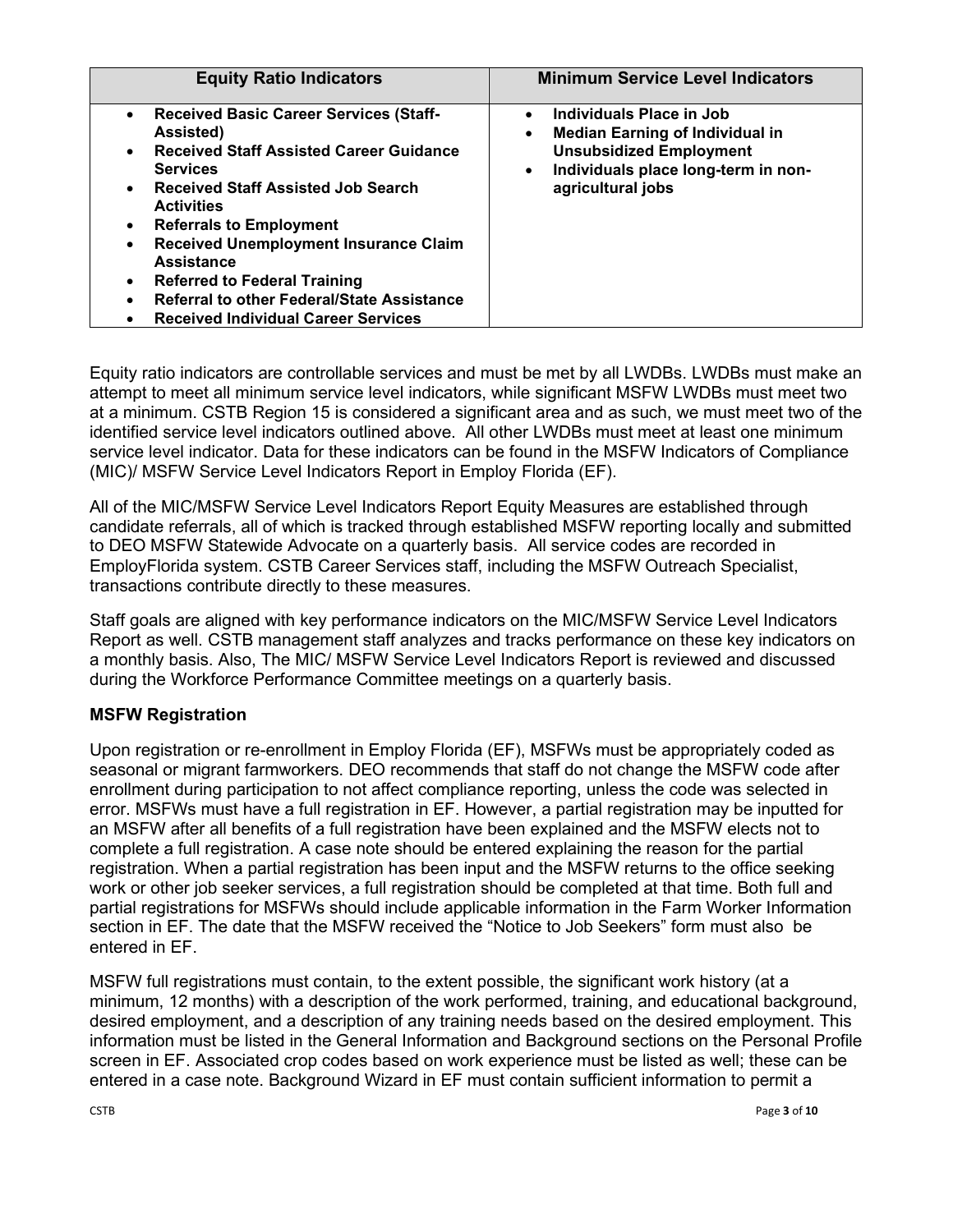| Equity Ratio Indicators | Minimum Service Level Indicators |
|---|---|
| • **Received Basic Career Services (Staff-Assisted)**<br>• **Received Staff Assisted Career Guidance Services**<br>• **Received Staff Assisted Job Search Activities**<br>• **Referrals to Employment**<br>• **Received Unemployment Insurance Claim Assistance**<br>• **Referred to Federal Training**<br>• **Referral to other Federal/State Assistance**<br>• **Received Individual Career Services** | • **Individuals Place in Job**<br>• **Median Earning of Individual in Unsubsidized Employment**<br>• **Individuals place long-term in non-agricultural jobs** |

Equity ratio indicators are controllable services and must be met by all LWDBs. LWDBs must make an attempt to meet all minimum service level indicators, while significant MSFW LWDBs must meet two at a minimum. CSTB Region 15 is considered a significant area and as such, we must meet two of the identified service level indicators outlined above. All other LWDBs must meet at least one minimum service level indicator. Data for these indicators can be found in the MSFW Indicators of Compliance (MIC)/ MSFW Service Level Indicators Report in Employ Florida (EF).

All of the MIC/MSFW Service Level Indicators Report Equity Measures are established through candidate referrals, all of which is tracked through established MSFW reporting locally and submitted to DEO MSFW Statewide Advocate on a quarterly basis. All service codes are recorded in EmployFlorida system. CSTB Career Services staff, including the MSFW Outreach Specialist, transactions contribute directly to these measures.

Staff goals are aligned with key performance indicators on the MIC/MSFW Service Level Indicators Report as well. CSTB management staff analyzes and tracks performance on these key indicators on a monthly basis. Also, The MIC/ MSFW Service Level Indicators Report is reviewed and discussed during the Workforce Performance Committee meetings on a quarterly basis.

**MSFW Registration**

Upon registration or re-enrollment in Employ Florida (EF), MSFWs must be appropriately coded as seasonal or migrant farmworkers. DEO recommends that staff do not change the MSFW code after enrollment during participation to not affect compliance reporting, unless the code was selected in error. MSFWs must have a full registration in EF. However, a partial registration may be inputted for an MSFW after all benefits of a full registration have been explained and the MSFW elects not to complete a full registration. A case note should be entered explaining the reason for the partial registration. When a partial registration has been input and the MSFW returns to the office seeking work or other job seeker services, a full registration should be completed at that time. Both full and partial registrations for MSFWs should include applicable information in the Farm Worker Information section in EF. The date that the MSFW received the "Notice to Job Seekers" form must also be entered in EF.

MSFW full registrations must contain, to the extent possible, the significant work history (at a minimum, 12 months) with a description of the work performed, training, and educational background, desired employment, and a description of any training needs based on the desired employment. This information must be listed in the General Information and Background sections on the Personal Profile screen in EF. Associated crop codes based on work experience must be listed as well; these can be entered in a case note. Background Wizard in EF must contain sufficient information to permit a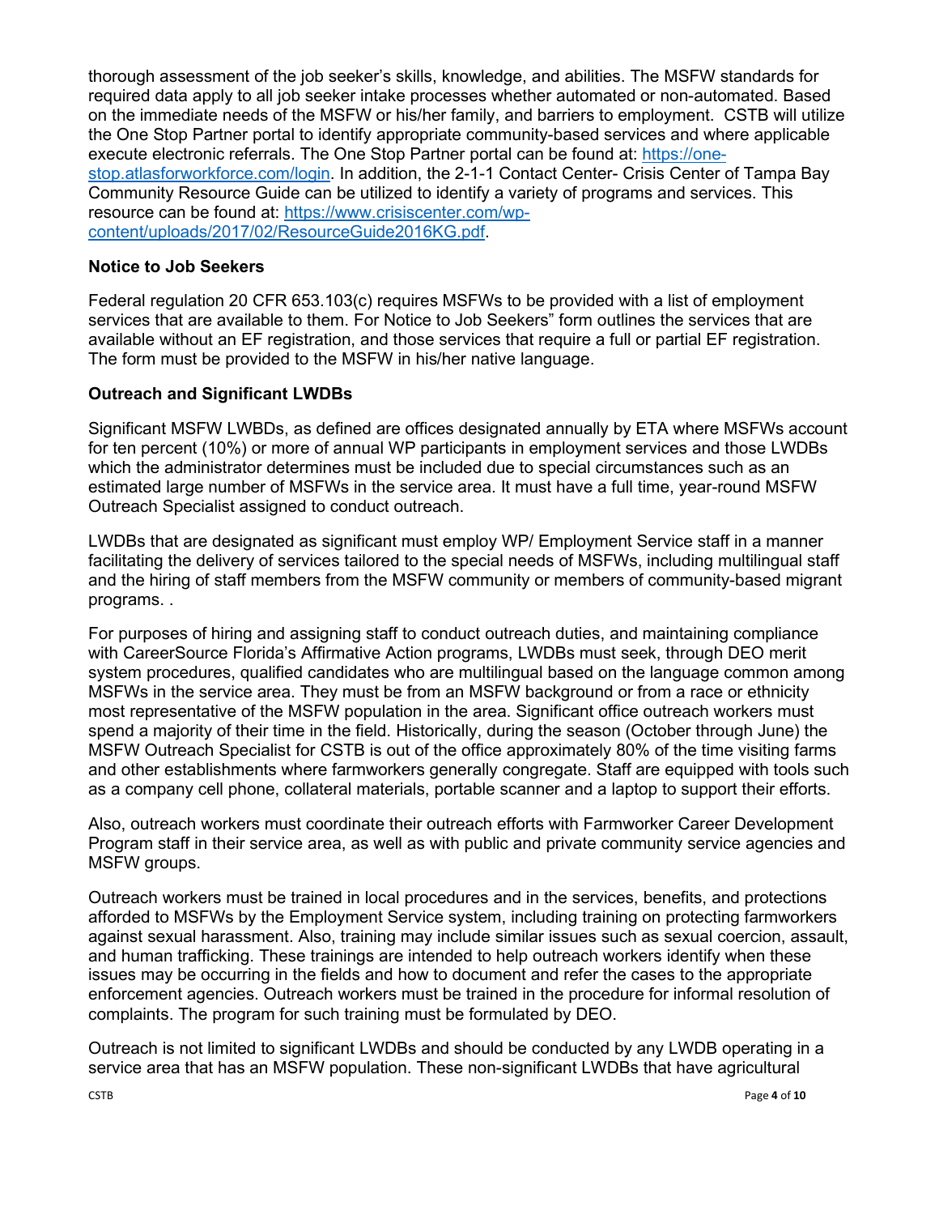thorough assessment of the job seeker's skills, knowledge, and abilities. The MSFW standards for required data apply to all job seeker intake processes whether automated or non-automated. Based on the immediate needs of the MSFW or his/her family, and barriers to employment. CSTB will utilize the One Stop Partner portal to identify appropriate community-based services and where applicable execute electronic referrals. The One Stop Partner portal can be found at: [https://one-stop.atlasforworkforce.com/login](https://one-stop.atlasforworkforce.com/login). In addition, the 2-1-1 Contact Center- Crisis Center of Tampa Bay Community Resource Guide can be utilized to identify a variety of programs and services. This resource can be found at: [https://www.crisiscenter.com/wp-content/uploads/2017/02/ResourceGuide2016KG.pdf](https://www.crisiscenter.com/wp-content/uploads/2017/02/ResourceGuide2016KG.pdf).

**Notice to Job Seekers**

Federal regulation 20 CFR 653.103(c) requires MSFWs to be provided with a list of employment services that are available to them. For Notice to Job Seekers" form outlines the services that are available without an EF registration, and those services that require a full or partial EF registration. The form must be provided to the MSFW in his/her native language.

**Outreach and Significant LWDBs**

Significant MSFW LWBDs, as defined are offices designated annually by ETA where MSFWs account for ten percent (10%) or more of annual WP participants in employment services and those LWDBs which the administrator determines must be included due to special circumstances such as an estimated large number of MSFWs in the service area. It must have a full time, year-round MSFW Outreach Specialist assigned to conduct outreach.

LWDBs that are designated as significant must employ WP/ Employment Service staff in a manner facilitating the delivery of services tailored to the special needs of MSFWs, including multilingual staff and the hiring of staff members from the MSFW community or members of community-based migrant programs. .

For purposes of hiring and assigning staff to conduct outreach duties, and maintaining compliance with CareerSource Florida's Affirmative Action programs, LWDBs must seek, through DEO merit system procedures, qualified candidates who are multilingual based on the language common among MSFWs in the service area. They must be from an MSFW background or from a race or ethnicity most representative of the MSFW population in the area. Significant office outreach workers must spend a majority of their time in the field. Historically, during the season (October through June) the MSFW Outreach Specialist for CSTB is out of the office approximately 80% of the time visiting farms and other establishments where farmworkers generally congregate. Staff are equipped with tools such as a company cell phone, collateral materials, portable scanner and a laptop to support their efforts.

Also, outreach workers must coordinate their outreach efforts with Farmworker Career Development Program staff in their service area, as well as with public and private community service agencies and MSFW groups.

Outreach workers must be trained in local procedures and in the services, benefits, and protections afforded to MSFWs by the Employment Service system, including training on protecting farmworkers against sexual harassment. Also, training may include similar issues such as sexual coercion, assault, and human trafficking. These trainings are intended to help outreach workers identify when these issues may be occurring in the fields and how to document and refer the cases to the appropriate enforcement agencies. Outreach workers must be trained in the procedure for informal resolution of complaints. The program for such training must be formulated by DEO.

Outreach is not limited to significant LWDBs and should be conducted by any LWDB operating in a service area that has an MSFW population. These non-significant LWDBs that have agricultural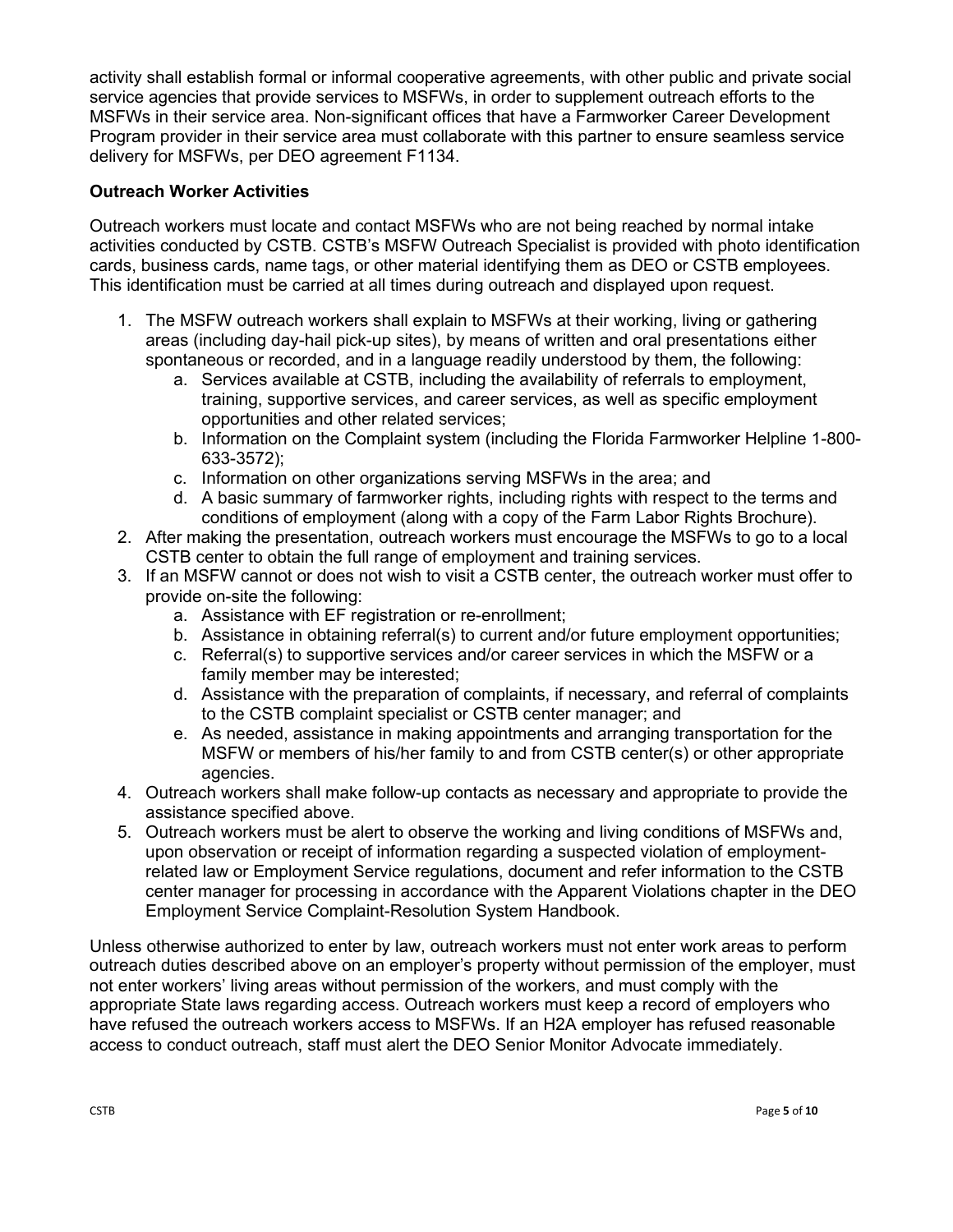activity shall establish formal or informal cooperative agreements, with other public and private social service agencies that provide services to MSFWs, in order to supplement outreach efforts to the MSFWs in their service area. Non-significant offices that have a Farmworker Career Development Program provider in their service area must collaborate with this partner to ensure seamless service delivery for MSFWs, per DEO agreement F1134.

**Outreach Worker Activities**

Outreach workers must locate and contact MSFWs who are not being reached by normal intake activities conducted by CSTB. CSTB's MSFW Outreach Specialist is provided with photo identification cards, business cards, name tags, or other material identifying them as DEO or CSTB employees. This identification must be carried at all times during outreach and displayed upon request.

1. The MSFW outreach workers shall explain to MSFWs at their working, living or gathering areas (including day-hail pick-up sites), by means of written and oral presentations either spontaneous or recorded, and in a language readily understood by them, the following:
   a. Services available at CSTB, including the availability of referrals to employment, training, supportive services, and career services, as well as specific employment opportunities and other related services;
   b. Information on the Complaint system (including the Florida Farmworker Helpline 1-800-633-3572);
   c. Information on other organizations serving MSFWs in the area; and
   d. A basic summary of farmworker rights, including rights with respect to the terms and conditions of employment (along with a copy of the Farm Labor Rights Brochure).
2. After making the presentation, outreach workers must encourage the MSFWs to go to a local CSTB center to obtain the full range of employment and training services.
3. If an MSFW cannot or does not wish to visit a CSTB center, the outreach worker must offer to provide on-site the following:
   a. Assistance with EF registration or re-enrollment;
   b. Assistance in obtaining referral(s) to current and/or future employment opportunities;
   c. Referral(s) to supportive services and/or career services in which the MSFW or a family member may be interested;
   d. Assistance with the preparation of complaints, if necessary, and referral of complaints to the CSTB complaint specialist or CSTB center manager; and
   e. As needed, assistance in making appointments and arranging transportation for the MSFW or members of his/her family to and from CSTB center(s) or other appropriate agencies.
4. Outreach workers shall make follow-up contacts as necessary and appropriate to provide the assistance specified above.
5. Outreach workers must be alert to observe the working and living conditions of MSFWs and, upon observation or receipt of information regarding a suspected violation of employment-related law or Employment Service regulations, document and refer information to the CSTB center manager for processing in accordance with the Apparent Violations chapter in the DEO Employment Service Complaint-Resolution System Handbook.

Unless otherwise authorized to enter by law, outreach workers must not enter work areas to perform outreach duties described above on an employer's property without permission of the employer, must not enter workers' living areas without permission of the workers, and must comply with the appropriate State laws regarding access. Outreach workers must keep a record of employers who have refused the outreach workers access to MSFWs. If an H2A employer has refused reasonable access to conduct outreach, staff must alert the DEO Senior Monitor Advocate immediately.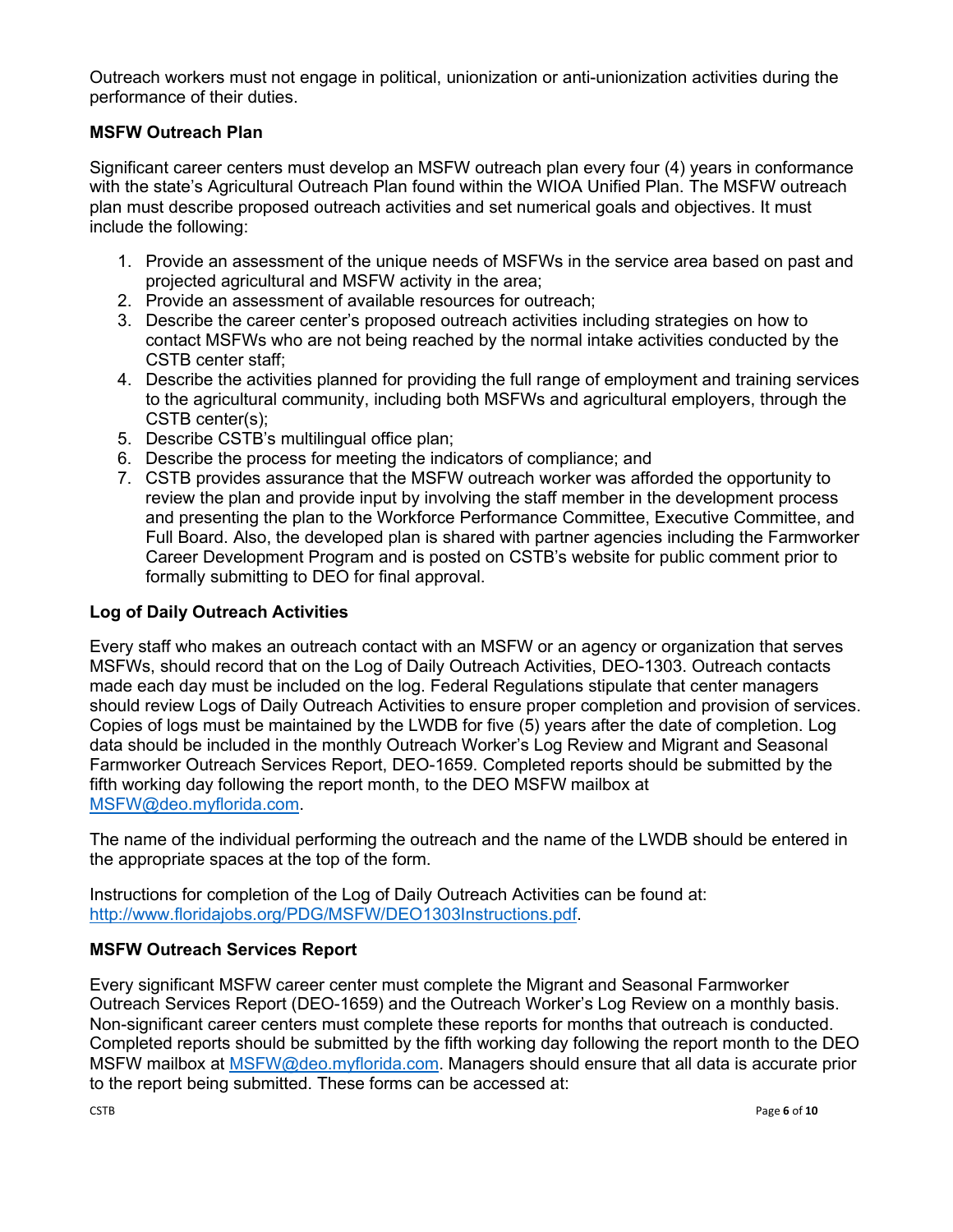Outreach workers must not engage in political, unionization or anti-unionization activities during the performance of their duties.

**MSFW Outreach Plan**

Significant career centers must develop an MSFW outreach plan every four (4) years in conformance with the state's Agricultural Outreach Plan found within the WIOA Unified Plan. The MSFW outreach plan must describe proposed outreach activities and set numerical goals and objectives. It must include the following:

1. Provide an assessment of the unique needs of MSFWs in the service area based on past and projected agricultural and MSFW activity in the area;
2. Provide an assessment of available resources for outreach;
3. Describe the career center's proposed outreach activities including strategies on how to contact MSFWs who are not being reached by the normal intake activities conducted by the CSTB center staff;
4. Describe the activities planned for providing the full range of employment and training services to the agricultural community, including both MSFWs and agricultural employers, through the CSTB center(s);
5. Describe CSTB's multilingual office plan;
6. Describe the process for meeting the indicators of compliance; and
7. CSTB provides assurance that the MSFW outreach worker was afforded the opportunity to review the plan and provide input by involving the staff member in the development process and presenting the plan to the Workforce Performance Committee, Executive Committee, and Full Board. Also, the developed plan is shared with partner agencies including the Farmworker Career Development Program and is posted on CSTB's website for public comment prior to formally submitting to DEO for final approval.

**Log of Daily Outreach Activities**

Every staff who makes an outreach contact with an MSFW or an agency or organization that serves MSFWs, should record that on the Log of Daily Outreach Activities, DEO-1303. Outreach contacts made each day must be included on the log. Federal Regulations stipulate that center managers should review Logs of Daily Outreach Activities to ensure proper completion and provision of services. Copies of logs must be maintained by the LWDB for five (5) years after the date of completion. Log data should be included in the monthly Outreach Worker's Log Review and Migrant and Seasonal Farmworker Outreach Services Report, DEO-1659. Completed reports should be submitted by the fifth working day following the report month, to the DEO MSFW mailbox at MSFW@deo.myflorida.com.

The name of the individual performing the outreach and the name of the LWDB should be entered in the appropriate spaces at the top of the form.

Instructions for completion of the Log of Daily Outreach Activities can be found at: http://www.floridajobs.org/PDG/MSFW/DEO1303Instructions.pdf.

**MSFW Outreach Services Report**

Every significant MSFW career center must complete the Migrant and Seasonal Farmworker Outreach Services Report (DEO-1659) and the Outreach Worker's Log Review on a monthly basis. Non-significant career centers must complete these reports for months that outreach is conducted. Completed reports should be submitted by the fifth working day following the report month to the DEO MSFW mailbox at MSFW@deo.myflorida.com. Managers should ensure that all data is accurate prior to the report being submitted. These forms can be accessed at: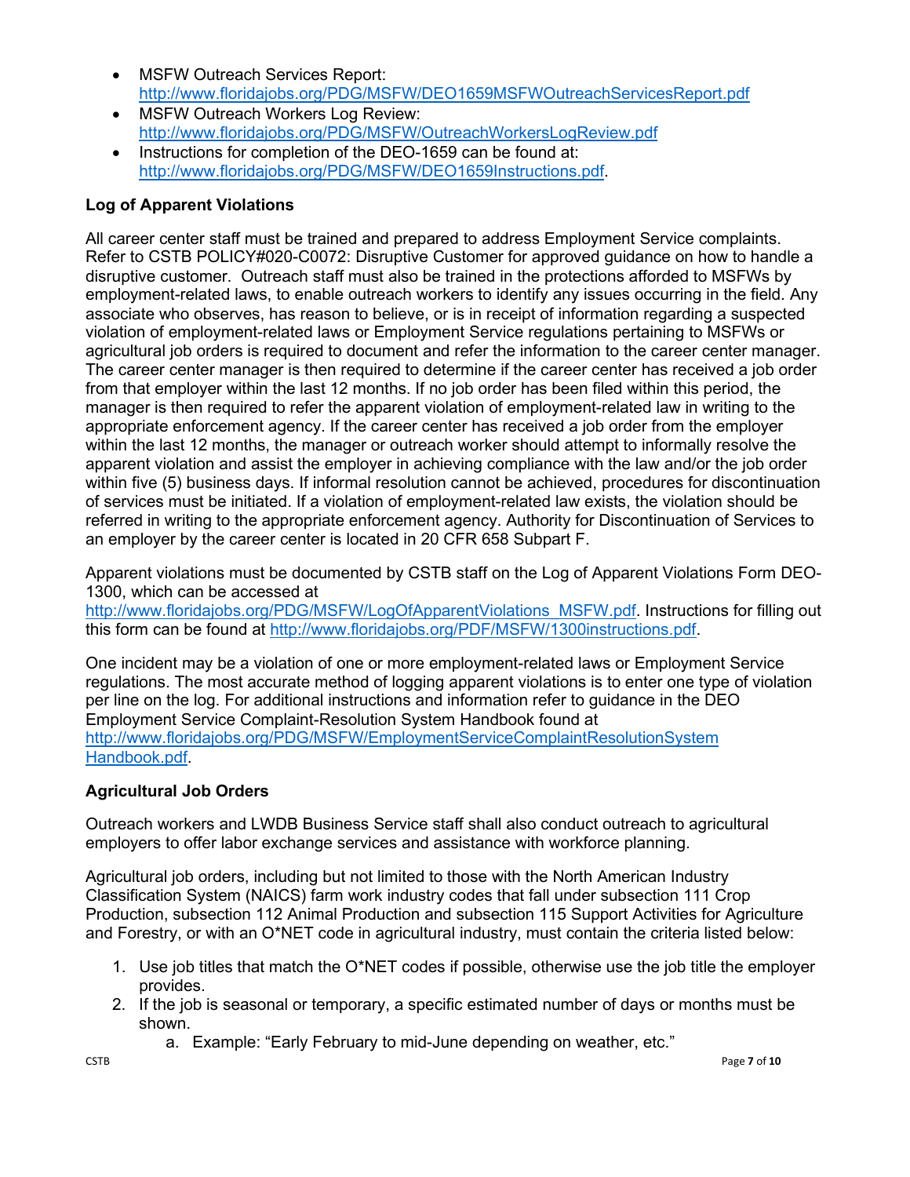- MSFW Outreach Services Report: http://www.floridajobs.org/PDG/MSFW/DEO1659MSFWOutreachServicesReport.pdf
- MSFW Outreach Workers Log Review: http://www.floridajobs.org/PDG/MSFW/OutreachWorkersLogReview.pdf
- Instructions for completion of the DEO-1659 can be found at: http://www.floridajobs.org/PDG/MSFW/DEO1659Instructions.pdf.

**Log of Apparent Violations**

All career center staff must be trained and prepared to address Employment Service complaints. Refer to CSTB POLICY#020-C0072: Disruptive Customer for approved guidance on how to handle a disruptive customer. Outreach staff must also be trained in the protections afforded to MSFWs by employment-related laws, to enable outreach workers to identify any issues occurring in the field. Any associate who observes, has reason to believe, or is in receipt of information regarding a suspected violation of employment-related laws or Employment Service regulations pertaining to MSFWs or agricultural job orders is required to document and refer the information to the career center manager. The career center manager is then required to determine if the career center has received a job order from that employer within the last 12 months. If no job order has been filed within this period, the manager is then required to refer the apparent violation of employment-related law in writing to the appropriate enforcement agency. If the career center has received a job order from the employer within the last 12 months, the manager or outreach worker should attempt to informally resolve the apparent violation and assist the employer in achieving compliance with the law and/or the job order within five (5) business days. If informal resolution cannot be achieved, procedures for discontinuation of services must be initiated. If a violation of employment-related law exists, the violation should be referred in writing to the appropriate enforcement agency. Authority for Discontinuation of Services to an employer by the career center is located in 20 CFR 658 Subpart F.

Apparent violations must be documented by CSTB staff on the Log of Apparent Violations Form DEO-1300, which can be accessed at http://www.floridajobs.org/PDG/MSFW/LogOfApparentViolations_MSFW.pdf. Instructions for filling out this form can be found at http://www.floridajobs.org/PDF/MSFW/1300instructions.pdf.

One incident may be a violation of one or more employment-related laws or Employment Service regulations. The most accurate method of logging apparent violations is to enter one type of violation per line on the log. For additional instructions and information refer to guidance in the DEO Employment Service Complaint-Resolution System Handbook found at http://www.floridajobs.org/PDG/MSFW/EmploymentServiceComplaintResolutionSystemHandbook.pdf.

**Agricultural Job Orders**

Outreach workers and LWDB Business Service staff shall also conduct outreach to agricultural employers to offer labor exchange services and assistance with workforce planning.

Agricultural job orders, including but not limited to those with the North American Industry Classification System (NAICS) farm work industry codes that fall under subsection 111 Crop Production, subsection 112 Animal Production and subsection 115 Support Activities for Agriculture and Forestry, or with an O*NET code in agricultural industry, must contain the criteria listed below:

1. Use job titles that match the O*NET codes if possible, otherwise use the job title the employer provides.
2. If the job is seasonal or temporary, a specific estimated number of days or months must be shown.
    a. Example: “Early February to mid-June depending on weather, etc.”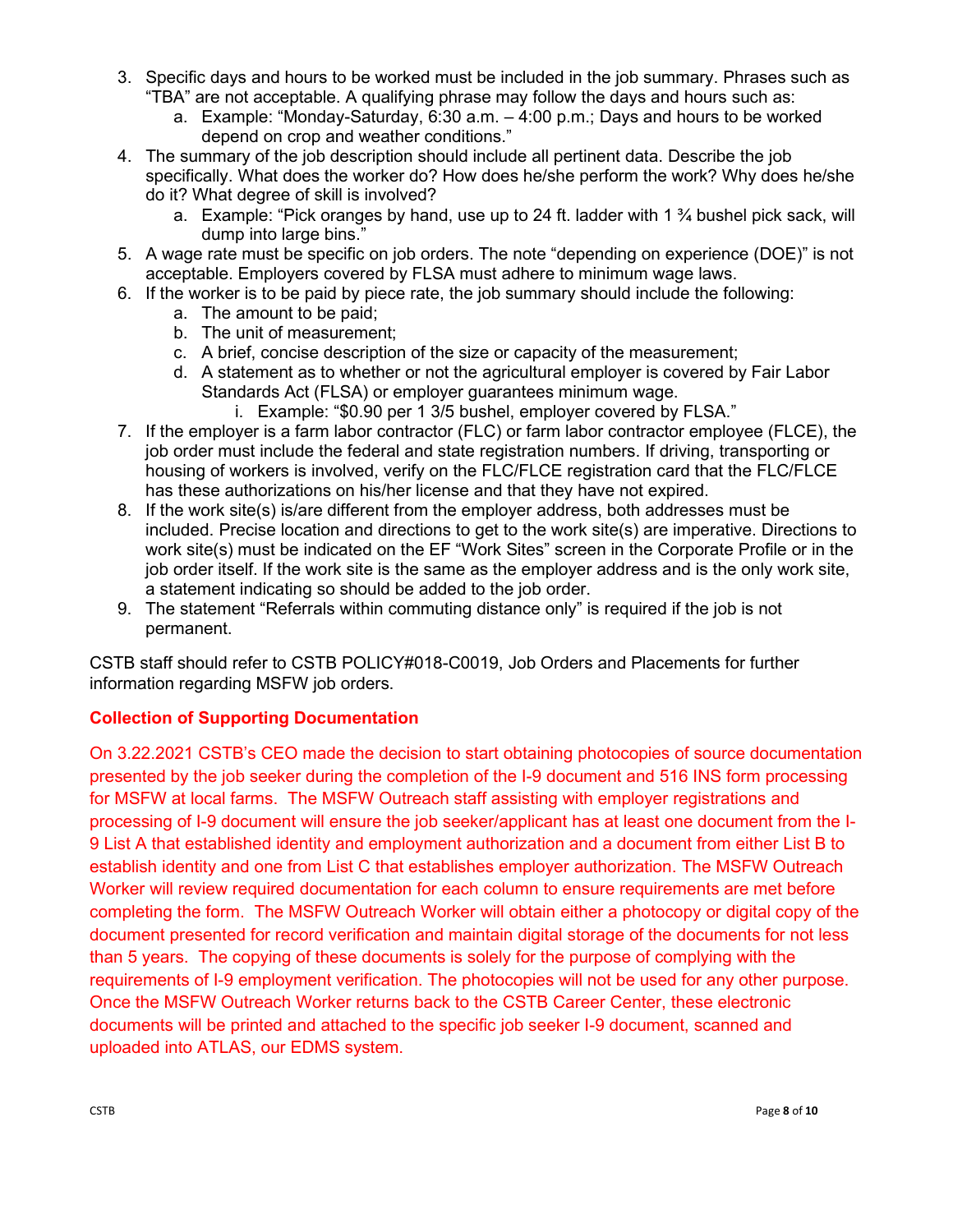3. Specific days and hours to be worked must be included in the job summary. Phrases such as "TBA" are not acceptable. A qualifying phrase may follow the days and hours such as:
    a. Example: "Monday-Saturday, 6:30 a.m. – 4:00 p.m.; Days and hours to be worked depend on crop and weather conditions."
4. The summary of the job description should include all pertinent data. Describe the job specifically. What does the worker do? How does he/she perform the work? Why does he/she do it? What degree of skill is involved?
    a. Example: "Pick oranges by hand, use up to 24 ft. ladder with 1 ¾ bushel pick sack, will dump into large bins."
5. A wage rate must be specific on job orders. The note "depending on experience (DOE)" is not acceptable. Employers covered by FLSA must adhere to minimum wage laws.
6. If the worker is to be paid by piece rate, the job summary should include the following:
    a. The amount to be paid;
    b. The unit of measurement;
    c. A brief, concise description of the size or capacity of the measurement;
    d. A statement as to whether or not the agricultural employer is covered by Fair Labor Standards Act (FLSA) or employer guarantees minimum wage.
        i. Example: "$0.90 per 1 3/5 bushel, employer covered by FLSA."
7. If the employer is a farm labor contractor (FLC) or farm labor contractor employee (FLCE), the job order must include the federal and state registration numbers. If driving, transporting or housing of workers is involved, verify on the FLC/FLCE registration card that the FLC/FLCE has these authorizations on his/her license and that they have not expired.
8. If the work site(s) is/are different from the employer address, both addresses must be included. Precise location and directions to get to the work site(s) are imperative. Directions to work site(s) must be indicated on the EF "Work Sites" screen in the Corporate Profile or in the job order itself. If the work site is the same as the employer address and is the only work site, a statement indicating so should be added to the job order.
9. The statement "Referrals within commuting distance only" is required if the job is not permanent.

CSTB staff should refer to CSTB POLICY#018-C0019, Job Orders and Placements for further information regarding MSFW job orders.

### Collection of Supporting Documentation

On 3.22.2021 CSTB's CEO made the decision to start obtaining photocopies of source documentation presented by the job seeker during the completion of the I-9 document and 516 INS form processing for MSFW at local farms. The MSFW Outreach staff assisting with employer registrations and processing of I-9 document will ensure the job seeker/applicant has at least one document from the I-9 List A that established identity and employment authorization and a document from either List B to establish identity and one from List C that establishes employer authorization. The MSFW Outreach Worker will review required documentation for each column to ensure requirements are met before completing the form. The MSFW Outreach Worker will obtain either a photocopy or digital copy of the document presented for record verification and maintain digital storage of the documents for not less than 5 years. The copying of these documents is solely for the purpose of complying with the requirements of I-9 employment verification. The photocopies will not be used for any other purpose. Once the MSFW Outreach Worker returns back to the CSTB Career Center, these electronic documents will be printed and attached to the specific job seeker I-9 document, scanned and uploaded into ATLAS, our EDMS system.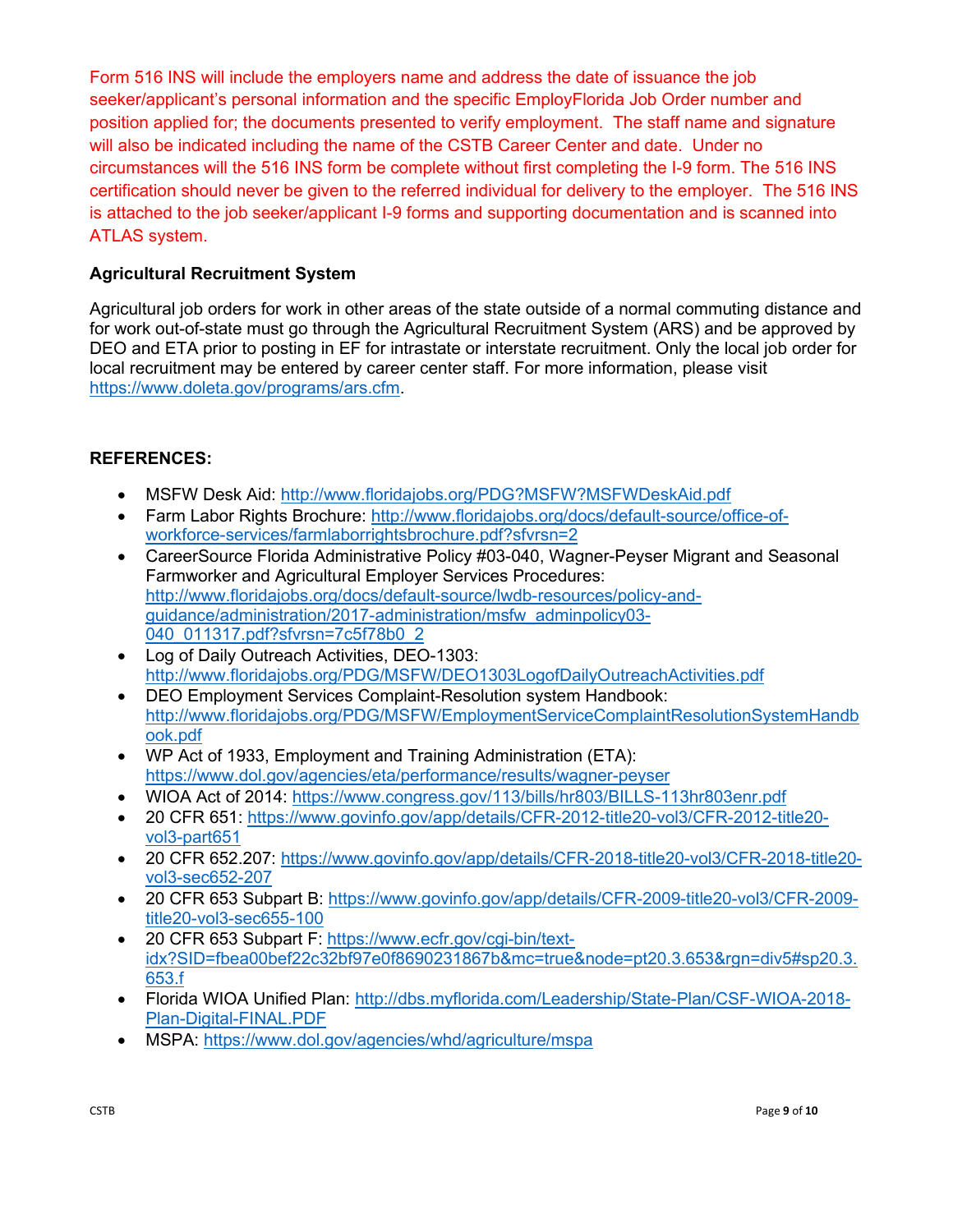Form 516 INS will include the employers name and address the date of issuance the job seeker/applicant's personal information and the specific EmployFlorida Job Order number and position applied for; the documents presented to verify employment. The staff name and signature will also be indicated including the name of the CSTB Career Center and date. Under no circumstances will the 516 INS form be complete without first completing the I-9 form. The 516 INS certification should never be given to the referred individual for delivery to the employer. The 516 INS is attached to the job seeker/applicant I-9 forms and supporting documentation and is scanned into ATLAS system.

**Agricultural Recruitment System**

Agricultural job orders for work in other areas of the state outside of a normal commuting distance and for work out-of-state must go through the Agricultural Recruitment System (ARS) and be approved by DEO and ETA prior to posting in EF for intrastate or interstate recruitment. Only the local job order for local recruitment may be entered by career center staff. For more information, please visit https://www.doleta.gov/programs/ars.cfm.

**REFERENCES:**

- MSFW Desk Aid: http://www.floridajobs.org/PDG?MSFW?MSFWDeskAid.pdf
- Farm Labor Rights Brochure: http://www.floridajobs.org/docs/default-source/office-of-workforce-services/farmlaborrightsbrochure.pdf?sfvrsn=2
- CareerSource Florida Administrative Policy #03-040, Wagner-Peyser Migrant and Seasonal Farmworker and Agricultural Employer Services Procedures: http://www.floridajobs.org/docs/default-source/lwdb-resources/policy-and-guidance/administration/2017-administration/msfw_adminpolicy03-040_011317.pdf?sfvrsn=7c5f78b0_2
- Log of Daily Outreach Activities, DEO-1303: http://www.floridajobs.org/PDG/MSFW/DEO1303LogofDailyOutreachActivities.pdf
- DEO Employment Services Complaint-Resolution system Handbook: http://www.floridajobs.org/PDG/MSFW/EmploymentServiceComplaintResolutionSystemHandbook.pdf
- WP Act of 1933, Employment and Training Administration (ETA): https://www.dol.gov/agencies/eta/performance/results/wagner-peyser
- WIOA Act of 2014: https://www.congress.gov/113/bills/hr803/BILLS-113hr803enr.pdf
- 20 CFR 651: https://www.govinfo.gov/app/details/CFR-2012-title20-vol3/CFR-2012-title20-vol3-part651
- 20 CFR 652.207: https://www.govinfo.gov/app/details/CFR-2018-title20-vol3/CFR-2018-title20-vol3-sec652-207
- 20 CFR 653 Subpart B: https://www.govinfo.gov/app/details/CFR-2009-title20-vol3/CFR-2009-title20-vol3-sec655-100
- 20 CFR 653 Subpart F: https://www.ecfr.gov/cgi-bin/text-idx?SID=fbea00bef22c32bf97e0f8690231867b&mc=true&node=pt20.3.653&rgn=div5#sp20.3.653.f
- Florida WIOA Unified Plan: http://dbs.myflorida.com/Leadership/State-Plan/CSF-WIOA-2018-Plan-Digital-FINAL.PDF
- MSPA: https://www.dol.gov/agencies/whd/agriculture/mspa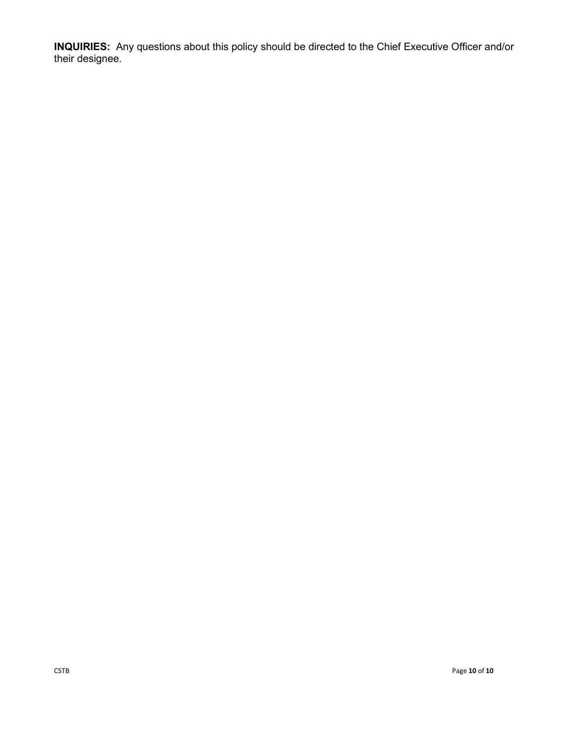**INQUIRIES:** Any questions about this policy should be directed to the Chief Executive Officer and/or their designee.